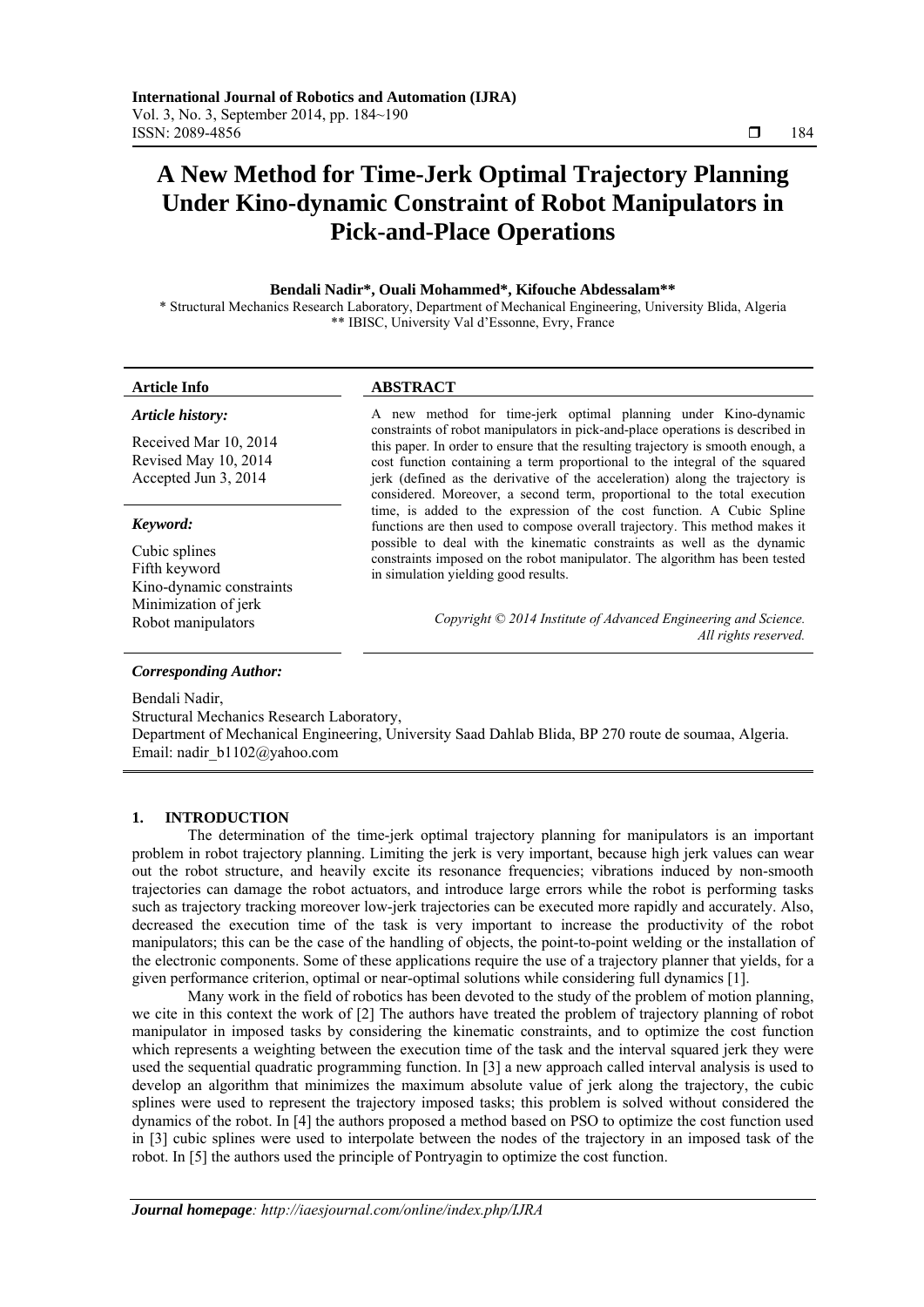# A New Method for Time-Jerk Optimal Trajectory Planning Under Kino-dynamic Constraint of Robot Manipulators in Pick-and-Place Operations

**Bendali Nadir\*, Ouali Mohammed\*, Kifouche Abdessalam\*\***

\* Structural Mechanics Research Laboratory, Department of Mechanical Engineering, University Blida, Algeria
\*\* IBISC, University Val d'Essonne, Evry, France

---

**Article Info**

*Article history:*

Received Mar 10, 2014
Revised May 10, 2014
Accepted Jun 3, 2014

*Keyword:*

Cubic splines
Fifth keyword
Kino-dynamic constraints
Minimization of jerk
Robot manipulators

**ABSTRACT**

A new method for time-jerk optimal planning under Kino-dynamic constraints of robot manipulators in pick-and-place operations is described in this paper. In order to ensure that the resulting trajectory is smooth enough, a cost function containing a term proportional to the integral of the squared jerk (defined as the derivative of the acceleration) along the trajectory is considered. Moreover, a second term, proportional to the total execution time, is added to the expression of the cost function. A Cubic Spline functions are then used to compose overall trajectory. This method makes it possible to deal with the kinematic constraints as well as the dynamic constraints imposed on the robot manipulator. The algorithm has been tested in simulation yielding good results.

*Copyright © 2014 Institute of Advanced Engineering and Science. All rights reserved.*

---

*Corresponding Author:*

Bendali Nadir,
Structural Mechanics Research Laboratory,
Department of Mechanical Engineering, University Saad Dahlab Blida, BP 270 route de soumaa, Algeria.
Email: nadir_b1102@yahoo.com

---

## 1. INTRODUCTION

The determination of the time-jerk optimal trajectory planning for manipulators is an important problem in robot trajectory planning. Limiting the jerk is very important, because high jerk values can wear out the robot structure, and heavily excite its resonance frequencies; vibrations induced by non-smooth trajectories can damage the robot actuators, and introduce large errors while the robot is performing tasks such as trajectory tracking moreover low-jerk trajectories can be executed more rapidly and accurately. Also, decreased the execution time of the task is very important to increase the productivity of the robot manipulators; this can be the case of the handling of objects, the point-to-point welding or the installation of the electronic components. Some of these applications require the use of a trajectory planner that yields, for a given performance criterion, optimal or near-optimal solutions while considering full dynamics [1].

Many work in the field of robotics has been devoted to the study of the problem of motion planning, we cite in this context the work of [2] The authors have treated the problem of trajectory planning of robot manipulator in imposed tasks by considering the kinematic constraints, and to optimize the cost function which represents a weighting between the execution time of the task and the interval squared jerk they were used the sequential quadratic programming function. In [3] a new approach called interval analysis is used to develop an algorithm that minimizes the maximum absolute value of jerk along the trajectory, the cubic splines were used to represent the trajectory imposed tasks; this problem is solved without considered the dynamics of the robot. In [4] the authors proposed a method based on PSO to optimize the cost function used in [3] cubic splines were used to interpolate between the nodes of the trajectory in an imposed task of the robot. In [5] the authors used the principle of Pontryagin to optimize the cost function.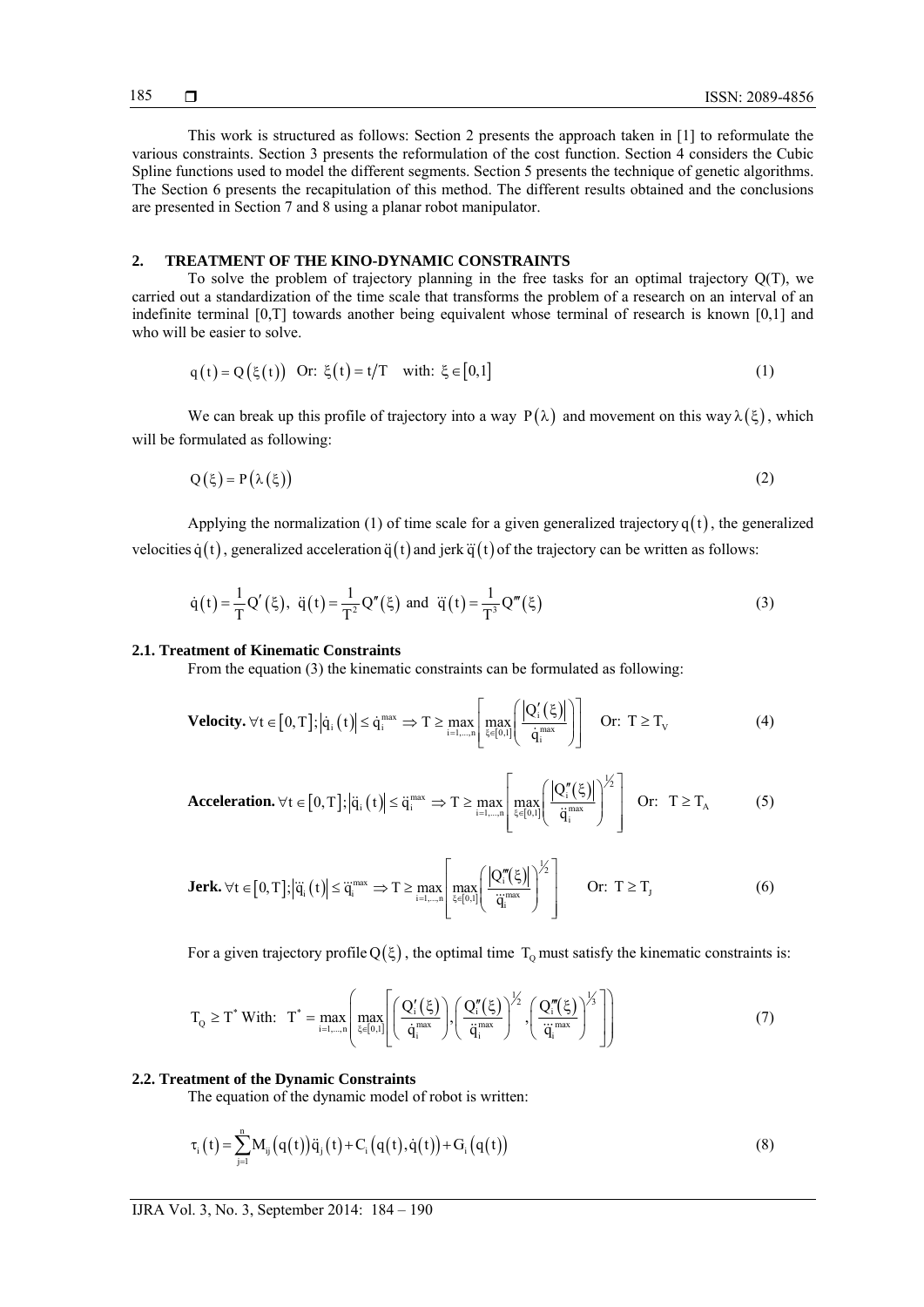This work is structured as follows: Section 2 presents the approach taken in [1] to reformulate the various constraints. Section 3 presents the reformulation of the cost function. Section 4 considers the Cubic Spline functions used to model the different segments. Section 5 presents the technique of genetic algorithms. The Section 6 presents the recapitulation of this method. The different results obtained and the conclusions are presented in Section 7 and 8 using a planar robot manipulator.

## 2. TREATMENT OF THE KINO-DYNAMIC CONSTRAINTS

To solve the problem of trajectory planning in the free tasks for an optimal trajectory Q(T), we carried out a standardization of the time scale that transforms the problem of a research on an interval of an indefinite terminal [0,T] towards another being equivalent whose terminal of research is known [0,1] and who will be easier to solve.

$$q(t) = Q(\xi(t)) \quad \text{Or: } \xi(t) = t/T \quad \text{with: } \xi \in [0,1] \tag{1}$$

We can break up this profile of trajectory into a way $P(\lambda)$ and movement on this way $\lambda(\xi)$, which will be formulated as following:

$$Q(\xi) = P(\lambda(\xi)) \tag{2}$$

Applying the normalization (1) of time scale for a given generalized trajectory $q(t)$, the generalized velocities $\dot{q}(t)$, generalized acceleration $\ddot{q}(t)$ and jerk $\dddot{q}(t)$ of the trajectory can be written as follows:

$$\dot{q}(t) = \frac{1}{T} Q'(\xi), \ \ddot{q}(t) = \frac{1}{T^2} Q''(\xi) \text{ and } \dddot{q}(t) = \frac{1}{T^3} Q'''(\xi) \tag{3}$$

### 2.1. Treatment of Kinematic Constraints

From the equation (3) the kinematic constraints can be formulated as following:

$$\textbf{Velocity. } \forall t \in [0,T]; |\dot{q}_i(t)| \le \dot{q}_i^{max} \Rightarrow T \ge \max_{i=1,\dots,n}\left[\max_{\xi\in[0,1]}\left(\frac{|Q_i'(\xi)|}{\dot{q}_i^{max}}\right)\right] \quad \text{Or: } T \ge T_V \tag{4}$$

$$\textbf{Acceleration. } \forall t \in [0,T]; |\ddot{q}_i(t)| \le \ddot{q}_i^{max} \Rightarrow T \ge \max_{i=1,\dots,n}\left[\max_{\xi\in[0,1]}\left(\frac{|Q_i''(\xi)|}{\ddot{q}_i^{max}}\right)^{1/2}\right] \quad \text{Or: } T \ge T_A \tag{5}$$

$$\textbf{Jerk. } \forall t \in [0,T]; |\dddot{q}_i(t)| \le \dddot{q}_i^{max} \Rightarrow T \ge \max_{i=1,\dots,n}\left[\max_{\xi\in[0,1]}\left(\frac{|Q_i'''(\xi)|}{\dddot{q}_i^{max}}\right)^{1/2}\right] \quad \text{Or: } T \ge T_J \tag{6}$$

For a given trajectory profile $Q(\xi)$, the optimal time $T_Q$ must satisfy the kinematic constraints is:

$$T_Q \ge T^* \text{ With: } T^* = \max_{i=1,\dots,n}\left(\max_{\xi\in[0,1]}\left[\left(\frac{Q_i'(\xi)}{\dot{q}_i^{max}}\right), \left(\frac{Q_i''(\xi)}{\ddot{q}_i^{max}}\right)^{1/2}, \left(\frac{Q_i'''(\xi)}{\dddot{q}_i^{max}}\right)^{1/3}\right]\right) \tag{7}$$

### 2.2. Treatment of the Dynamic Constraints

The equation of the dynamic model of robot is written:

$$\tau_i(t) = \sum_{j=1}^{n} M_{ij}(q(t))\ddot{q}_j(t) + C_i(q(t),\dot{q}(t)) + G_i(q(t)) \tag{8}$$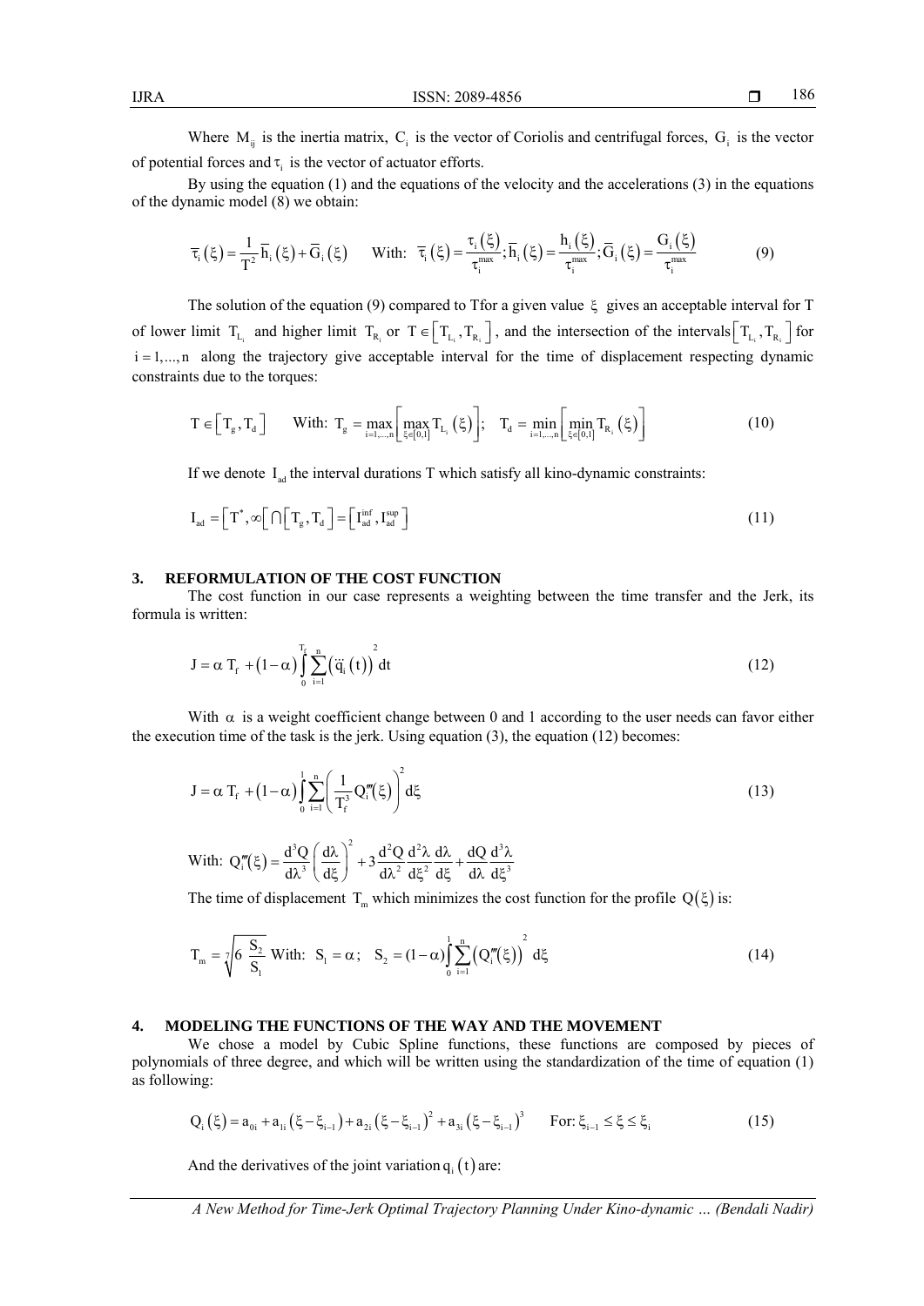Where $M_{ij}$ is the inertia matrix, $C_i$ is the vector of Coriolis and centrifugal forces, $G_i$ is the vector of potential forces and $\tau_i$ is the vector of actuator efforts.

By using the equation (1) and the equations of the velocity and the accelerations (3) in the equations of the dynamic model (8) we obtain:

$$\overline{\tau}_i(\xi) = \frac{1}{T^2}\overline{h}_i(\xi) + \overline{G}_i(\xi) \qquad \text{With: } \overline{\tau}_i(\xi) = \frac{\tau_i(\xi)}{\tau_i^{max}}; \overline{h}_i(\xi) = \frac{h_i(\xi)}{\tau_i^{max}}; \overline{G}_i(\xi) = \frac{G_i(\xi)}{\tau_i^{max}} \tag{9}$$

The solution of the equation (9) compared to Tfor a given value $\xi$ gives an acceptable interval for T of lower limit $T_{L_i}$ and higher limit $T_{R_i}$ or $T \in \left[T_{L_i}, T_{R_i}\right]$, and the intersection of the intervals $\left[T_{L_i}, T_{R_i}\right]$ for $i = 1,...,n$ along the trajectory give acceptable interval for the time of displacement respecting dynamic constraints due to the torques:

$$T \in \left[T_g, T_d\right] \qquad \text{With: } T_g = \max_{i=1,...,n}\left[\max_{\xi \in [0,1]} T_{L_i}(\xi)\right]; \quad T_d = \min_{i=1,...,n}\left[\min_{\xi \in [0,1]} T_{R_i}(\xi)\right] \tag{10}$$

If we denote $I_{ad}$ the interval durations T which satisfy all kino-dynamic constraints:

$$I_{ad} = \left[T^*, \infty\right[ \cap \left[T_g, T_d\right] = \left[I_{ad}^{inf}, I_{ad}^{sup}\right] \tag{11}$$

## 3. REFORMULATION OF THE COST FUNCTION

The cost function in our case represents a weighting between the time transfer and the Jerk, its formula is written:

$$J = \alpha\, T_f + (1-\alpha)\int_0^{T_f} \sum_{i=1}^{n} \left(\dddot{q}_i(t)\right)^2 dt \tag{12}$$

With $\alpha$ is a weight coefficient change between 0 and 1 according to the user needs can favor either the execution time of the task is the jerk. Using equation (3), the equation (12) becomes:

$$J = \alpha\, T_f + (1-\alpha)\int_0^{1} \sum_{i=1}^{n} \left(\frac{1}{T_f^3} Q_i'''(\xi)\right)^2 d\xi \tag{13}$$

With: $Q_i'''(\xi) = \dfrac{d^3Q}{d\lambda^3}\left(\dfrac{d\lambda}{d\xi}\right)^2 + 3\dfrac{d^2Q}{d\lambda^2}\dfrac{d^2\lambda}{d\xi^2}\dfrac{d\lambda}{d\xi} + \dfrac{dQ}{d\lambda}\dfrac{d^3\lambda}{d\xi^3}$

The time of displacement $T_m$ which minimizes the cost function for the profile $Q(\xi)$ is:

$$T_m = \sqrt[7]{6\,\frac{S_2}{S_1}} \quad \text{With: } S_1 = \alpha; \quad S_2 = (1-\alpha)\int_0^1 \sum_{i=1}^{n}\left(Q_i'''(\xi)\right)^2 d\xi \tag{14}$$

## 4. MODELING THE FUNCTIONS OF THE WAY AND THE MOVEMENT

We chose a model by Cubic Spline functions, these functions are composed by pieces of polynomials of three degree, and which will be written using the standardization of the time of equation (1) as following:

$$Q_i(\xi) = a_{0i} + a_{1i}(\xi - \xi_{i-1}) + a_{2i}(\xi - \xi_{i-1})^2 + a_{3i}(\xi - \xi_{i-1})^3 \qquad \text{For: } \xi_{i-1} \le \xi \le \xi_i \tag{15}$$

And the derivatives of the joint variation $q_i(t)$ are: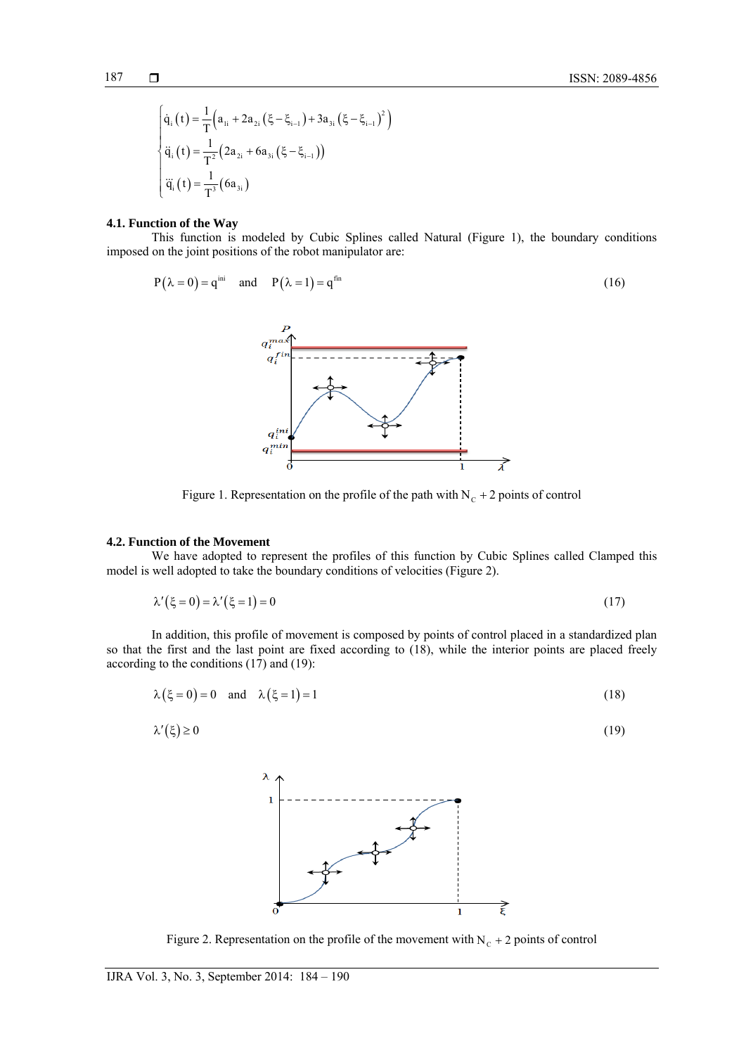$$\begin{cases} \dot{q}_i(t) = \dfrac{1}{T}\left(a_{1i} + 2a_{2i}\left(\xi - \xi_{i-1}\right) + 3a_{3i}\left(\xi - \xi_{i-1}\right)^2\right) \\ \ddot{q}_i(t) = \dfrac{1}{T^2}\left(2a_{2i} + 6a_{3i}\left(\xi - \xi_{i-1}\right)\right) \\ \dddot{q}_i(t) = \dfrac{1}{T^3}\left(6a_{3i}\right) \end{cases}$$

### 4.1. Function of the Way

This function is modeled by Cubic Splines called Natural (Figure 1), the boundary conditions imposed on the joint positions of the robot manipulator are:

$$P(\lambda = 0) = q^{ini} \quad \text{and} \quad P(\lambda = 1) = q^{fin} \tag{16}$$

Figure 1. Representation on the profile of the path with $N_C + 2$ points of control

### 4.2. Function of the Movement

We have adopted to represent the profiles of this function by Cubic Splines called Clamped this model is well adopted to take the boundary conditions of velocities (Figure 2).

$$\lambda'(\xi = 0) = \lambda'(\xi = 1) = 0 \tag{17}$$

In addition, this profile of movement is composed by points of control placed in a standardized plan so that the first and the last point are fixed according to (18), while the interior points are placed freely according to the conditions (17) and (19):

$$\lambda(\xi = 0) = 0 \quad \text{and} \quad \lambda(\xi = 1) = 1 \tag{18}$$

$$\lambda'(\xi) \geq 0 \tag{19}$$

Figure 2. Representation on the profile of the movement with $N_C + 2$ points of control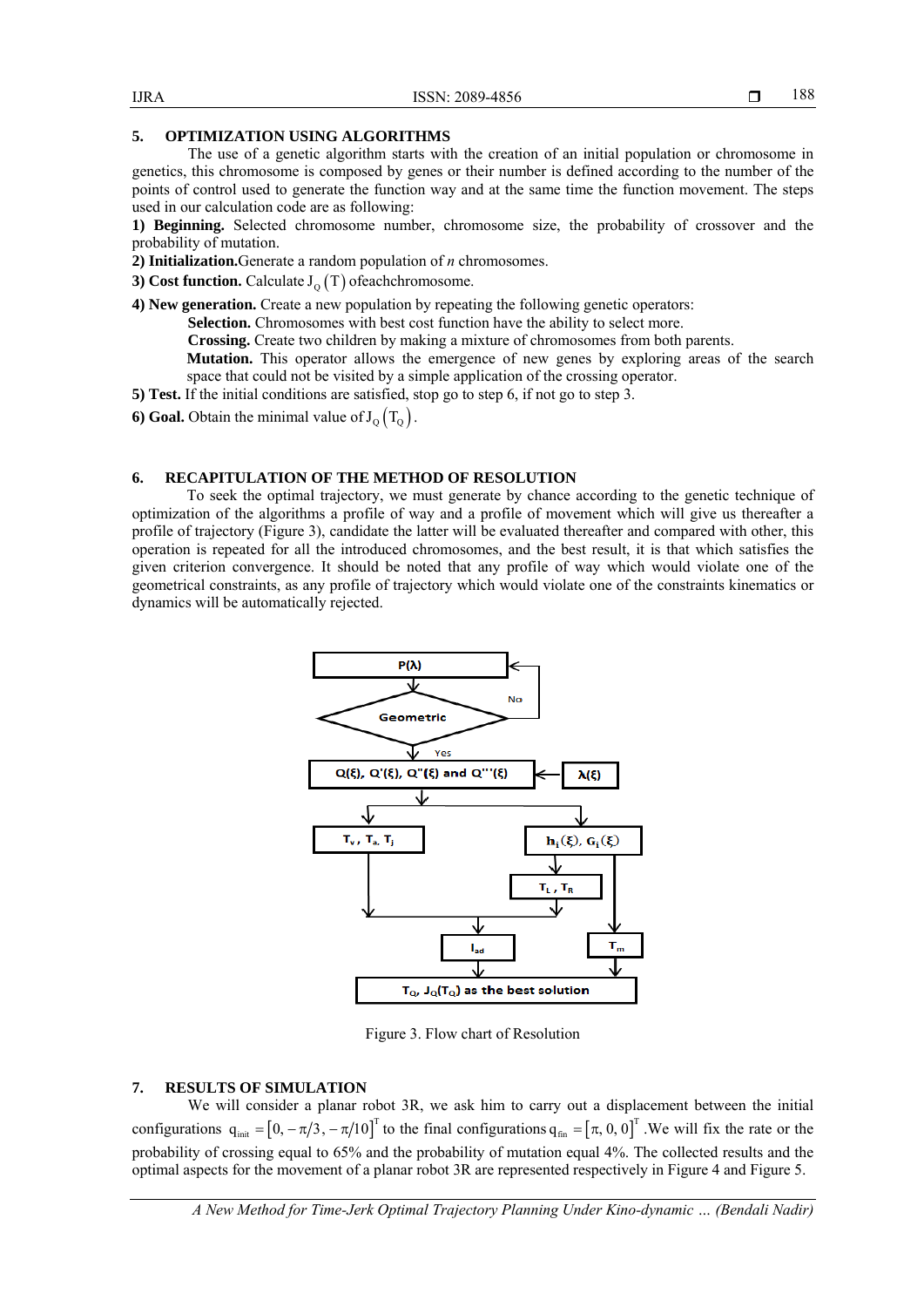## 5. OPTIMIZATION USING ALGORITHMS

The use of a genetic algorithm starts with the creation of an initial population or chromosome in genetics, this chromosome is composed by genes or their number is defined according to the number of the points of control used to generate the function way and at the same time the function movement. The steps used in our calculation code are as following:

**1) Beginning.** Selected chromosome number, chromosome size, the probability of crossover and the probability of mutation.

**2) Initialization.**Generate a random population of *n* chromosomes.

**3) Cost function.** Calculate $J_Q(T)$ ofeachchromosome.

**4) New generation.** Create a new population by repeating the following genetic operators:

**Selection.** Chromosomes with best cost function have the ability to select more.

**Crossing.** Create two children by making a mixture of chromosomes from both parents.

**Mutation.** This operator allows the emergence of new genes by exploring areas of the search space that could not be visited by a simple application of the crossing operator.

**5) Test.** If the initial conditions are satisfied, stop go to step 6, if not go to step 3.

**6) Goal.** Obtain the minimal value of $J_Q(T_Q)$.

## 6. RECAPITULATION OF THE METHOD OF RESOLUTION

To seek the optimal trajectory, we must generate by chance according to the genetic technique of optimization of the algorithms a profile of way and a profile of movement which will give us thereafter a profile of trajectory (Figure 3), candidate the latter will be evaluated thereafter and compared with other, this operation is repeated for all the introduced chromosomes, and the best result, it is that which satisfies the given criterion convergence. It should be noted that any profile of way which would violate one of the geometrical constraints, as any profile of trajectory which would violate one of the constraints kinematics or dynamics will be automatically rejected.

Figure 3. Flow chart of Resolution

## 7. RESULTS OF SIMULATION

We will consider a planar robot 3R, we ask him to carry out a displacement between the initial configurations $q_{init} = [0, -\pi/3, -\pi/10]^T$ to the final configurations $q_{fin} = [\pi, 0, 0]^T$ .We will fix the rate or the probability of crossing equal to 65% and the probability of mutation equal 4%. The collected results and the optimal aspects for the movement of a planar robot 3R are represented respectively in Figure 4 and Figure 5.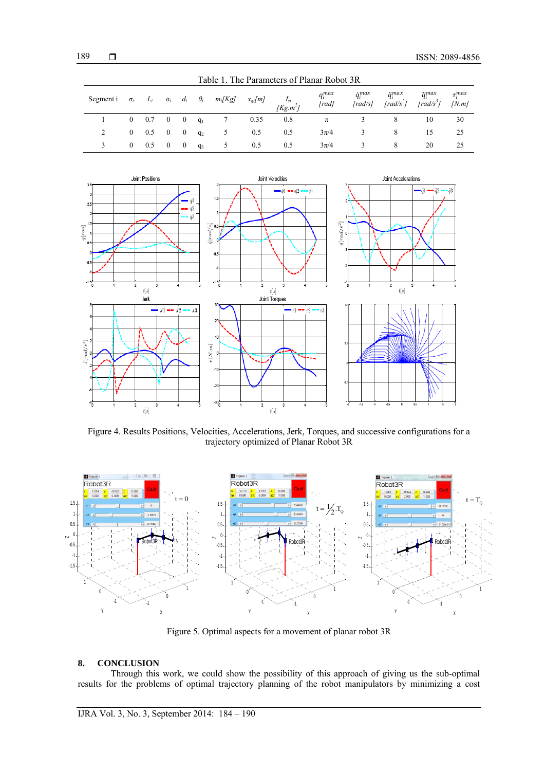Table 1. The Parameters of Planar Robot 3R

| Segment i | $\sigma_i$ | $L_i$ | $\alpha_i$ | $d_i$ | $\theta_i$ | $m_i[Kg]$ | $x_{gi}[m]$ | $I_{zi}$ $[Kg.m^2]$ | $q_i^{max}$ $[rad]$ | $\dot{q}_i^{max}$ $[rad/s]$ | $\ddot{q}_i^{max}$ $[rad/s^2]$ | $\dddot{q}_i^{max}$ $[rad/s^3]$ | $\tau_i^{max}$ $[N.m]$ |
|---|---|---|---|---|---|---|---|---|---|---|---|---|---|
| 1 | 0 | 0.7 | 0 | 0 | $q_1$ | 7 | 0.35 | 0.8 | $\pi$ | 3 | 8 | 10 | 30 |
| 2 | 0 | 0.5 | 0 | 0 | $q_2$ | 5 | 0.5 | 0.5 | $3\pi/4$ | 3 | 8 | 15 | 25 |
| 3 | 0 | 0.5 | 0 | 0 | $q_3$ | 5 | 0.5 | 0.5 | $3\pi/4$ | 3 | 8 | 20 | 25 |

Figure 4. Results Positions, Velocities, Accelerations, Jerk, Torques, and successive configurations for a trajectory optimized of Planar Robot 3R

Figure 5. Optimal aspects for a movement of planar robot 3R

## 8. CONCLUSION

Through this work, we could show the possibility of this approach of giving us the sub-optimal results for the problems of optimal trajectory planning of the robot manipulators by minimizing a cost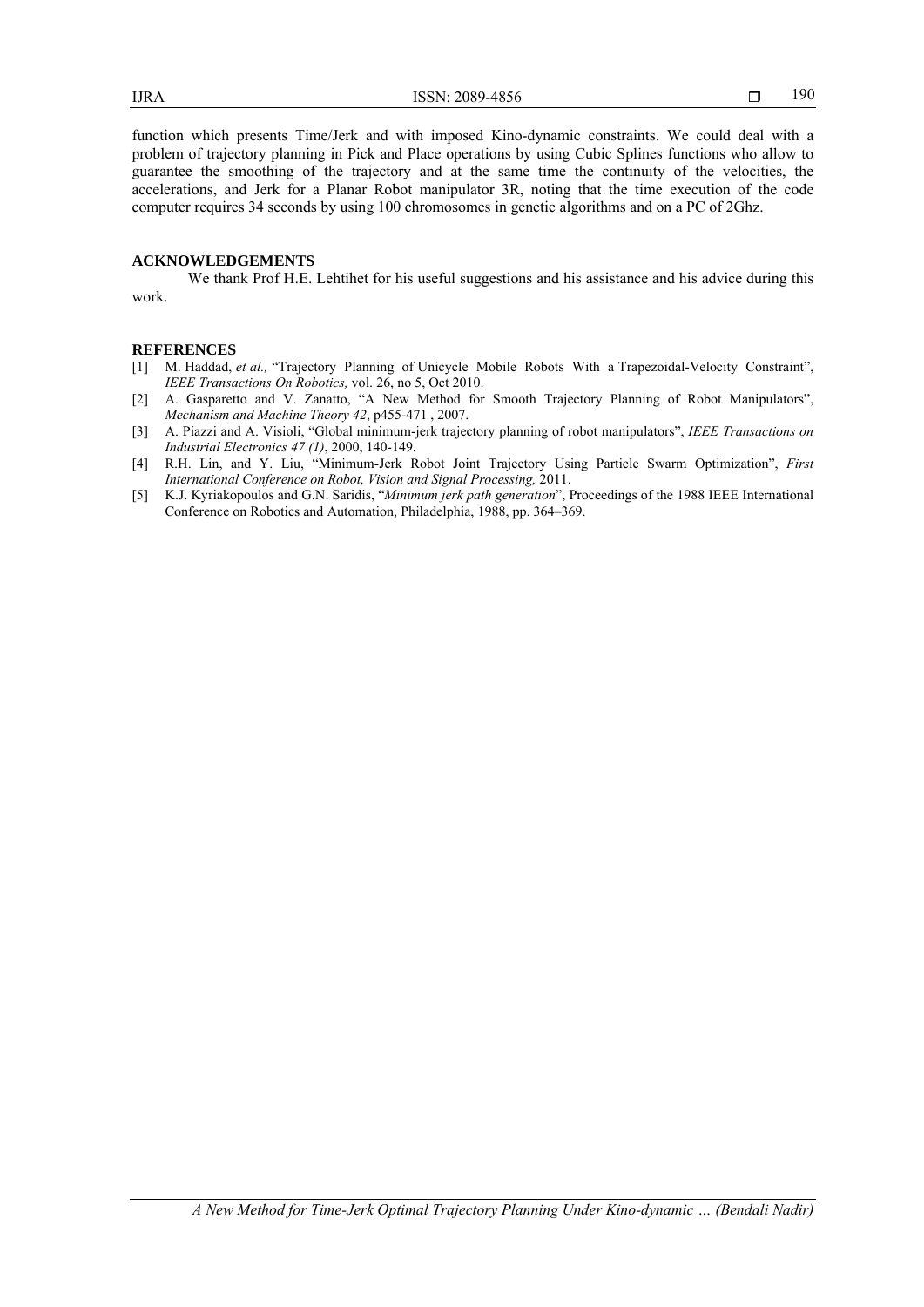function which presents Time/Jerk and with imposed Kino-dynamic constraints. We could deal with a problem of trajectory planning in Pick and Place operations by using Cubic Splines functions who allow to guarantee the smoothing of the trajectory and at the same time the continuity of the velocities, the accelerations, and Jerk for a Planar Robot manipulator 3R, noting that the time execution of the code computer requires 34 seconds by using 100 chromosomes in genetic algorithms and on a PC of 2Ghz.

## ACKNOWLEDGEMENTS

We thank Prof H.E. Lehtihet for his useful suggestions and his assistance and his advice during this work.

## REFERENCES

[1] M. Haddad, *et al.,* "Trajectory Planning of Unicycle Mobile Robots With a Trapezoidal-Velocity Constraint", *IEEE Transactions On Robotics,* vol. 26, no 5, Oct 2010.

[2] A. Gasparetto and V. Zanatto, "A New Method for Smooth Trajectory Planning of Robot Manipulators", *Mechanism and Machine Theory 42*, p455-471 , 2007.

[3] A. Piazzi and A. Visioli, "Global minimum-jerk trajectory planning of robot manipulators", *IEEE Transactions on Industrial Electronics 47 (1)*, 2000, 140-149.

[4] R.H. Lin, and Y. Liu, "Minimum-Jerk Robot Joint Trajectory Using Particle Swarm Optimization", *First International Conference on Robot, Vision and Signal Processing,* 2011.

[5] K.J. Kyriakopoulos and G.N. Saridis, "*Minimum jerk path generation*", Proceedings of the 1988 IEEE International Conference on Robotics and Automation, Philadelphia, 1988, pp. 364–369.